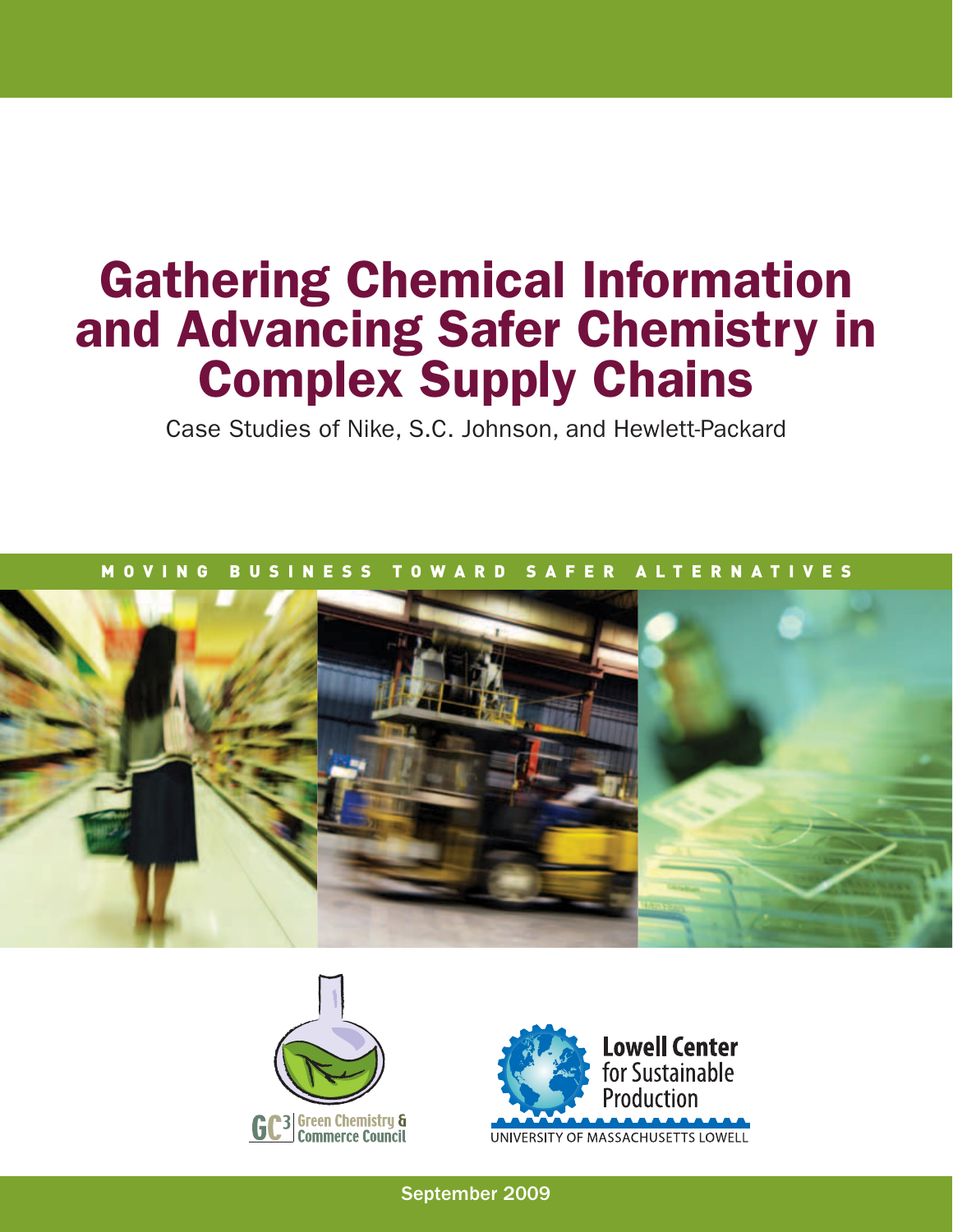# Gathering Chemical Information and Advancing Safer Chemistry in Complex Supply Chains

Case Studies of Nike, S.C. Johnson, and Hewlett-Packard

MOVING BUSINESS TOWARD SAFER ALTERNATIVES

GC3 Green Chemistry & Commerce Council

Lowell Center for Sustainable Production
UNIVERSITY OF MASSACHUSETTS LOWELL

September 2009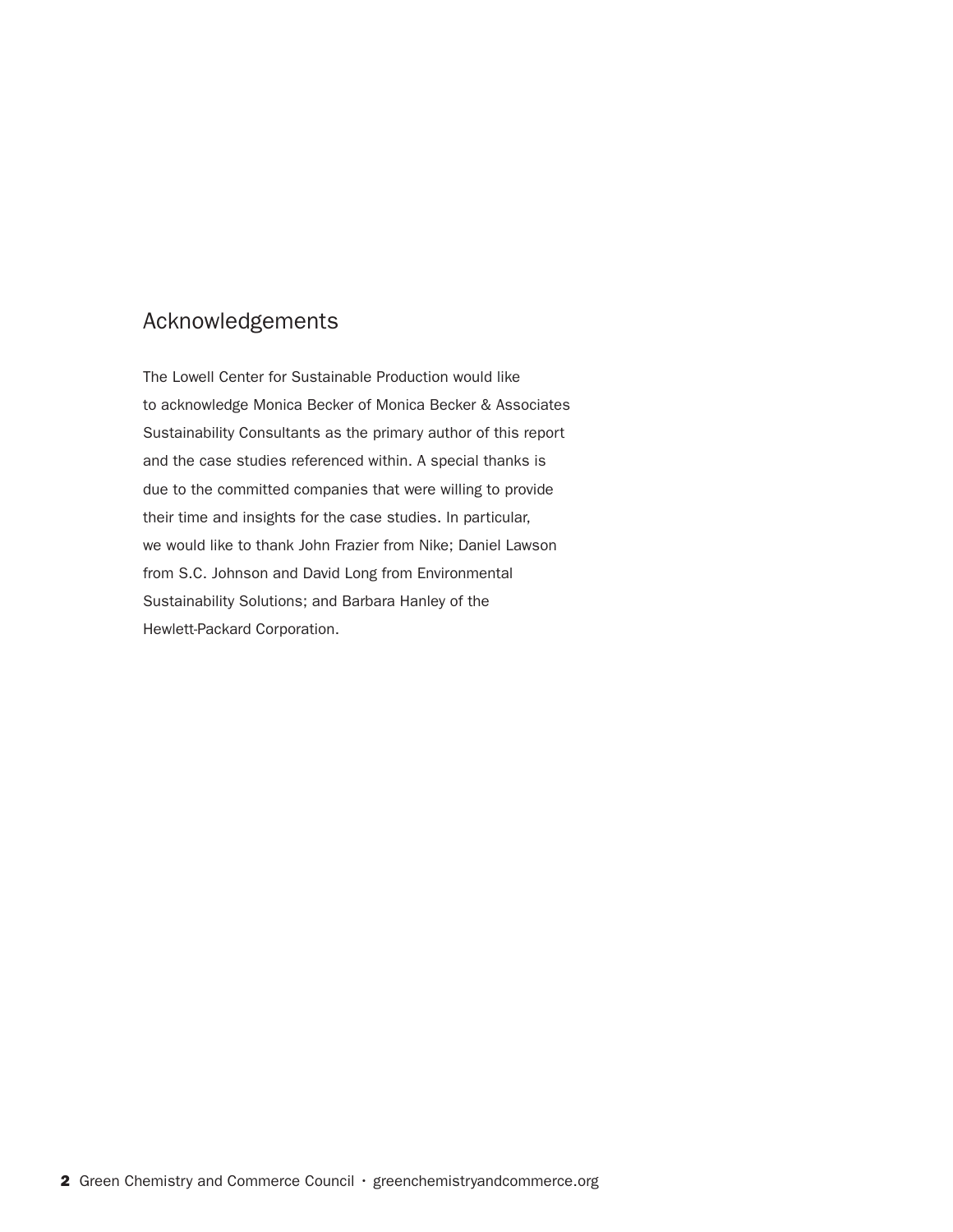## Acknowledgements

The Lowell Center for Sustainable Production would like to acknowledge Monica Becker of Monica Becker & Associates Sustainability Consultants as the primary author of this report and the case studies referenced within. A special thanks is due to the committed companies that were willing to provide their time and insights for the case studies. In particular, we would like to thank John Frazier from Nike; Daniel Lawson from S.C. Johnson and David Long from Environmental Sustainability Solutions; and Barbara Hanley of the Hewlett-Packard Corporation.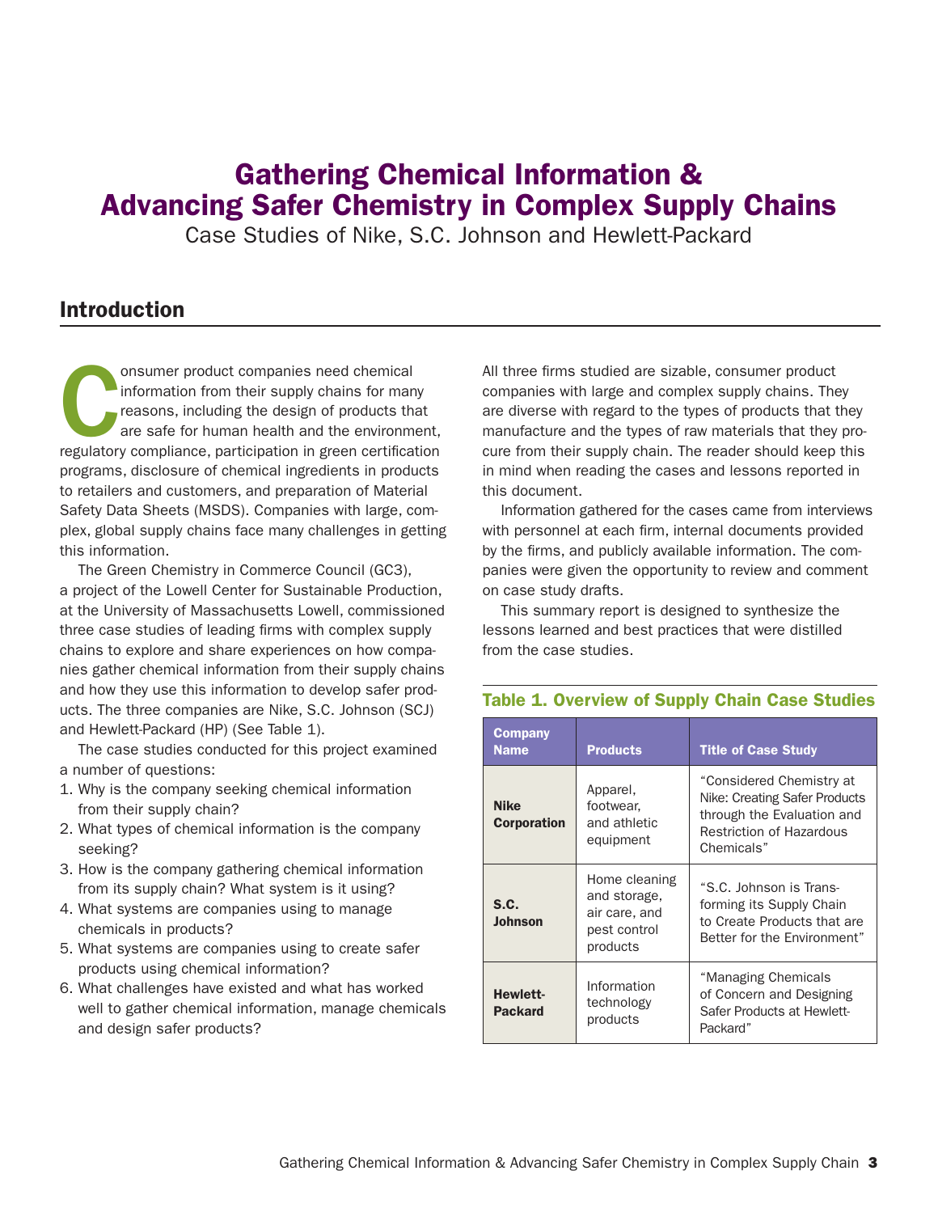# Gathering Chemical Information & Advancing Safer Chemistry in Complex Supply Chains

Case Studies of Nike, S.C. Johnson and Hewlett-Packard

## Introduction

Consumer product companies need chemical information from their supply chains for many reasons, including the design of products that are safe for human health and the environment, regulatory compliance, participation in green certification programs, disclosure of chemical ingredients in products to retailers and customers, and preparation of Material Safety Data Sheets (MSDS). Companies with large, complex, global supply chains face many challenges in getting this information.

The Green Chemistry in Commerce Council (GC3), a project of the Lowell Center for Sustainable Production, at the University of Massachusetts Lowell, commissioned three case studies of leading firms with complex supply chains to explore and share experiences on how companies gather chemical information from their supply chains and how they use this information to develop safer products. The three companies are Nike, S.C. Johnson (SCJ) and Hewlett-Packard (HP) (See Table 1).

The case studies conducted for this project examined a number of questions:

1. Why is the company seeking chemical information from their supply chain?
2. What types of chemical information is the company seeking?
3. How is the company gathering chemical information from its supply chain? What system is it using?
4. What systems are companies using to manage chemicals in products?
5. What systems are companies using to create safer products using chemical information?
6. What challenges have existed and what has worked well to gather chemical information, manage chemicals and design safer products?

All three firms studied are sizable, consumer product companies with large and complex supply chains. They are diverse with regard to the types of products that they manufacture and the types of raw materials that they procure from their supply chain. The reader should keep this in mind when reading the cases and lessons reported in this document.

Information gathered for the cases came from interviews with personnel at each firm, internal documents provided by the firms, and publicly available information. The companies were given the opportunity to review and comment on case study drafts.

This summary report is designed to synthesize the lessons learned and best practices that were distilled from the case studies.

### Table 1. Overview of Supply Chain Case Studies

| Company Name | Products | Title of Case Study |
|---|---|---|
| **Nike Corporation** | Apparel, footwear, and athletic equipment | "Considered Chemistry at Nike: Creating Safer Products through the Evaluation and Restriction of Hazardous Chemicals" |
| **S.C. Johnson** | Home cleaning and storage, air care, and pest control products | "S.C. Johnson is Transforming its Supply Chain to Create Products that are Better for the Environment" |
| **Hewlett-Packard** | Information technology products | "Managing Chemicals of Concern and Designing Safer Products at Hewlett-Packard" |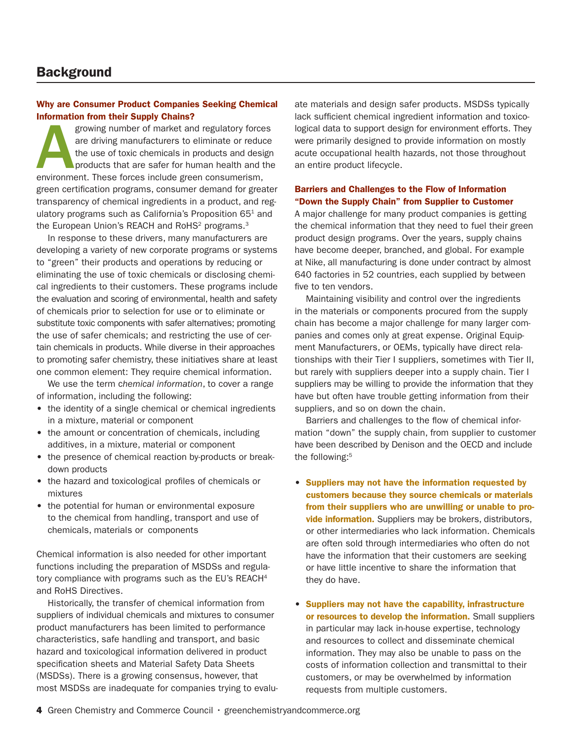## Background

### Why are Consumer Product Companies Seeking Chemical Information from their Supply Chains?

A growing number of market and regulatory forces are driving manufacturers to eliminate or reduce the use of toxic chemicals in products and design products that are safer for human health and the environment. These forces include green consumerism, green certification programs, consumer demand for greater transparency of chemical ingredients in a product, and regulatory programs such as California's Proposition 65[1] and the European Union's REACH and RoHS[2] programs.[3]

In response to these drivers, many manufacturers are developing a variety of new corporate programs or systems to "green" their products and operations by reducing or eliminating the use of toxic chemicals or disclosing chemical ingredients to their customers. These programs include the evaluation and scoring of environmental, health and safety of chemicals prior to selection for use or to eliminate or substitute toxic components with safer alternatives; promoting the use of safer chemicals; and restricting the use of certain chemicals in products. While diverse in their approaches to promoting safer chemistry, these initiatives share at least one common element: They require chemical information.

We use the term *chemical information*, to cover a range of information, including the following:

- the identity of a single chemical or chemical ingredients in a mixture, material or component
- the amount or concentration of chemicals, including additives, in a mixture, material or component
- the presence of chemical reaction by-products or breakdown products
- the hazard and toxicological profiles of chemicals or mixtures
- the potential for human or environmental exposure to the chemical from handling, transport and use of chemicals, materials or components

Chemical information is also needed for other important functions including the preparation of MSDSs and regulatory compliance with programs such as the EU's REACH[4] and RoHS Directives.

Historically, the transfer of chemical information from suppliers of individual chemicals and mixtures to consumer product manufacturers has been limited to performance characteristics, safe handling and transport, and basic hazard and toxicological information delivered in product specification sheets and Material Safety Data Sheets (MSDSs). There is a growing consensus, however, that most MSDSs are inadequate for companies trying to evaluate materials and design safer products. MSDSs typically lack sufficient chemical ingredient information and toxicological data to support design for environment efforts. They were primarily designed to provide information on mostly acute occupational health hazards, not those throughout an entire product lifecycle.

### Barriers and Challenges to the Flow of Information "Down the Supply Chain" from Supplier to Customer

A major challenge for many product companies is getting the chemical information that they need to fuel their green product design programs. Over the years, supply chains have become deeper, branched, and global. For example at Nike, all manufacturing is done under contract by almost 640 factories in 52 countries, each supplied by between five to ten vendors.

Maintaining visibility and control over the ingredients in the materials or components procured from the supply chain has become a major challenge for many larger companies and comes only at great expense. Original Equipment Manufacturers, or OEMs, typically have direct relationships with their Tier I suppliers, sometimes with Tier II, but rarely with suppliers deeper into a supply chain. Tier I suppliers may be willing to provide the information that they have but often have trouble getting information from their suppliers, and so on down the chain.

Barriers and challenges to the flow of chemical information "down" the supply chain, from supplier to customer have been described by Denison and the OECD and include the following:[5]

- **Suppliers may not have the information requested by customers because they source chemicals or materials from their suppliers who are unwilling or unable to provide information.** Suppliers may be brokers, distributors, or other intermediaries who lack information. Chemicals are often sold through intermediaries who often do not have the information that their customers are seeking or have little incentive to share the information that they do have.

- **Suppliers may not have the capability, infrastructure or resources to develop the information.** Small suppliers in particular may lack in-house expertise, technology and resources to collect and disseminate chemical information. They may also be unable to pass on the costs of information collection and transmittal to their customers, or may be overwhelmed by information requests from multiple customers.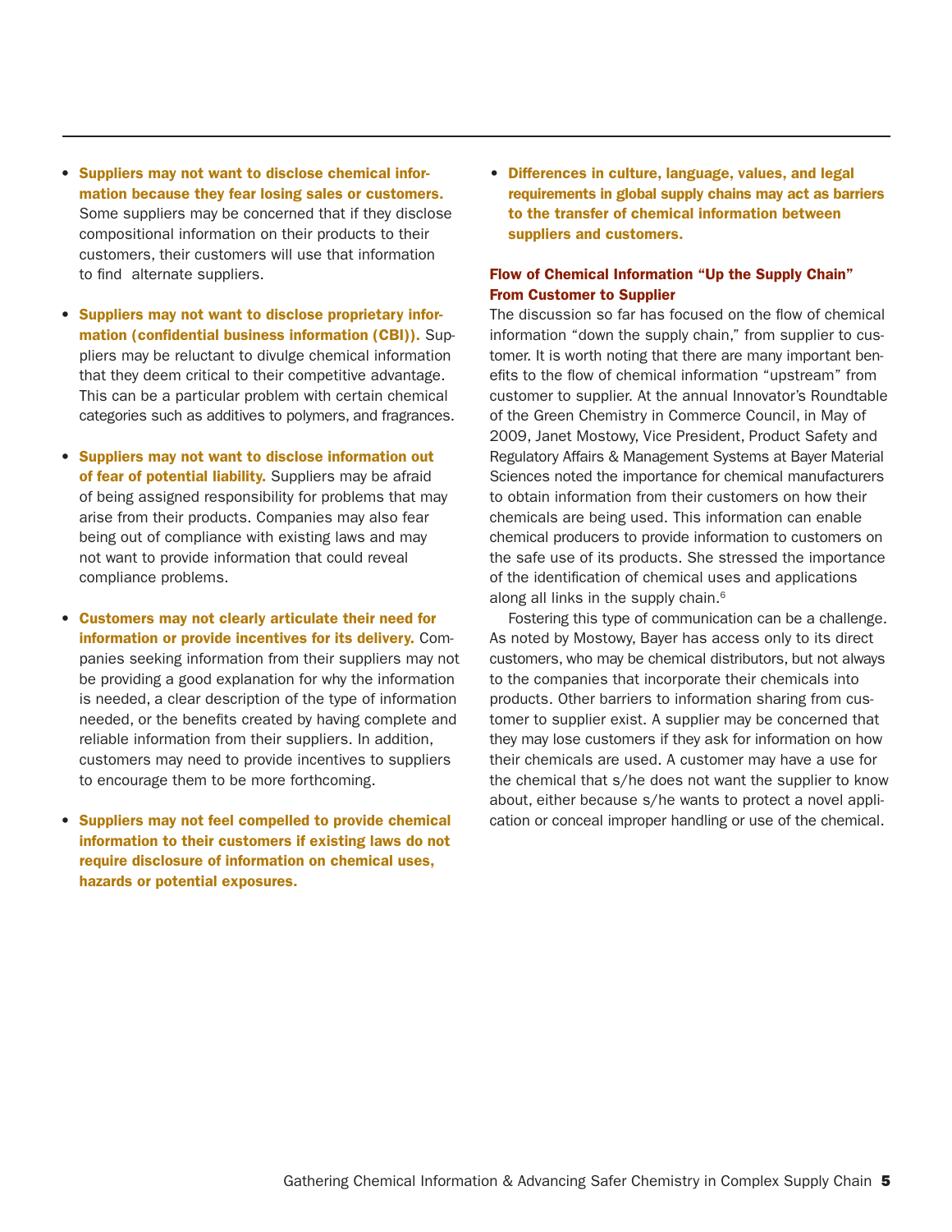- **Suppliers may not want to disclose chemical information because they fear losing sales or customers.** Some suppliers may be concerned that if they disclose compositional information on their products to their customers, their customers will use that information to find alternate suppliers.

- **Suppliers may not want to disclose proprietary information (confidential business information (CBI)).** Suppliers may be reluctant to divulge chemical information that they deem critical to their competitive advantage. This can be a particular problem with certain chemical categories such as additives to polymers, and fragrances.

- **Suppliers may not want to disclose information out of fear of potential liability.** Suppliers may be afraid of being assigned responsibility for problems that may arise from their products. Companies may also fear being out of compliance with existing laws and may not want to provide information that could reveal compliance problems.

- **Customers may not clearly articulate their need for information or provide incentives for its delivery.** Companies seeking information from their suppliers may not be providing a good explanation for why the information is needed, a clear description of the type of information needed, or the benefits created by having complete and reliable information from their suppliers. In addition, customers may need to provide incentives to suppliers to encourage them to be more forthcoming.

- **Suppliers may not feel compelled to provide chemical information to their customers if existing laws do not require disclosure of information on chemical uses, hazards or potential exposures.**

- **Differences in culture, language, values, and legal requirements in global supply chains may act as barriers to the transfer of chemical information between suppliers and customers.**

### Flow of Chemical Information "Up the Supply Chain" From Customer to Supplier

The discussion so far has focused on the flow of chemical information "down the supply chain," from supplier to customer. It is worth noting that there are many important benefits to the flow of chemical information "upstream" from customer to supplier. At the annual Innovator's Roundtable of the Green Chemistry in Commerce Council, in May of 2009, Janet Mostowy, Vice President, Product Safety and Regulatory Affairs & Management Systems at Bayer Material Sciences noted the importance for chemical manufacturers to obtain information from their customers on how their chemicals are being used. This information can enable chemical producers to provide information to customers on the safe use of its products. She stressed the importance of the identification of chemical uses and applications along all links in the supply chain.[6]

Fostering this type of communication can be a challenge. As noted by Mostowy, Bayer has access only to its direct customers, who may be chemical distributors, but not always to the companies that incorporate their chemicals into products. Other barriers to information sharing from customer to supplier exist. A supplier may be concerned that they may lose customers if they ask for information on how their chemicals are used. A customer may have a use for the chemical that s/he does not want the supplier to know about, either because s/he wants to protect a novel application or conceal improper handling or use of the chemical.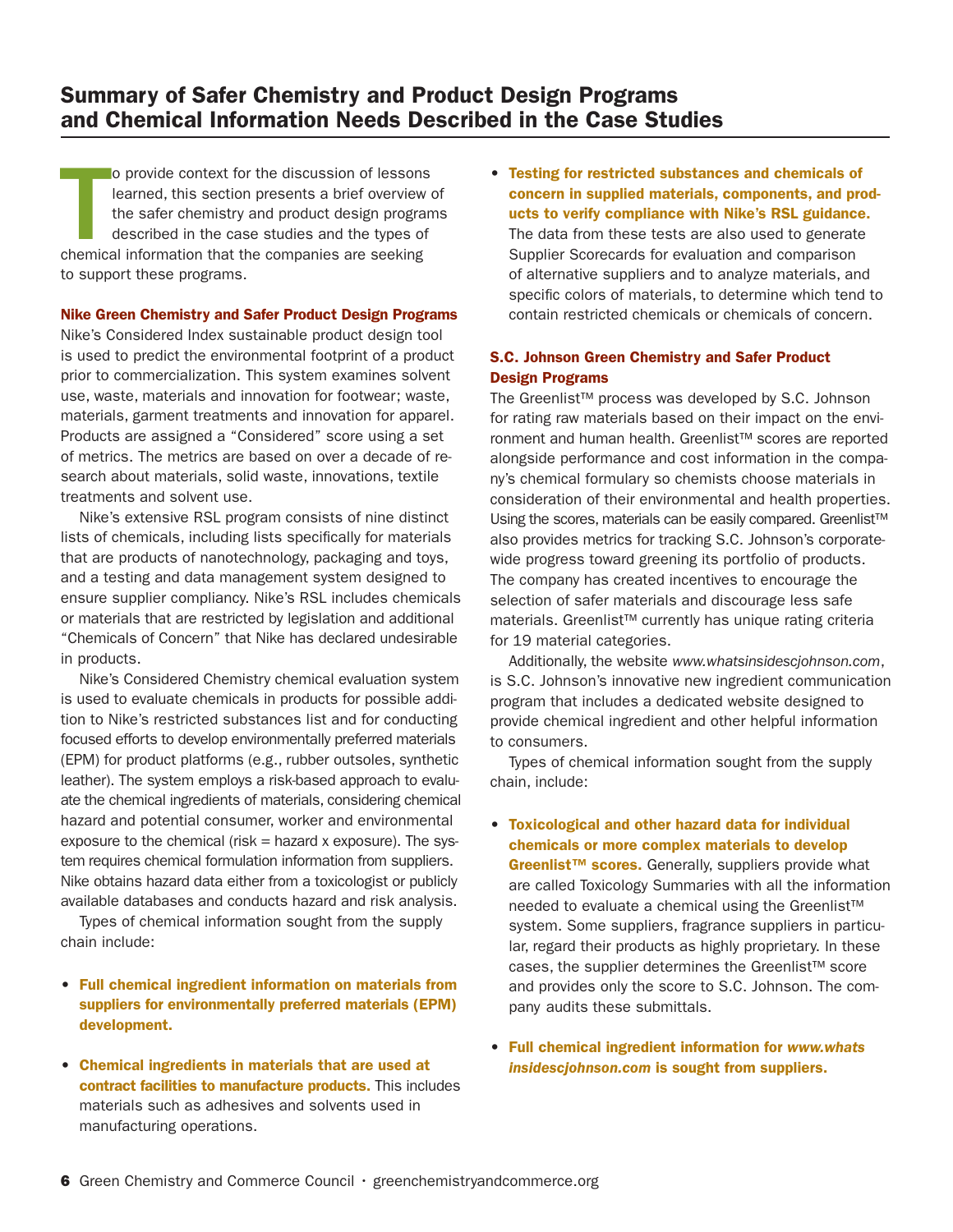## Summary of Safer Chemistry and Product Design Programs and Chemical Information Needs Described in the Case Studies

To provide context for the discussion of lessons learned, this section presents a brief overview of the safer chemistry and product design programs described in the case studies and the types of chemical information that the companies are seeking to support these programs.

### Nike Green Chemistry and Safer Product Design Programs

Nike's Considered Index sustainable product design tool is used to predict the environmental footprint of a product prior to commercialization. This system examines solvent use, waste, materials and innovation for footwear; waste, materials, garment treatments and innovation for apparel. Products are assigned a "Considered" score using a set of metrics. The metrics are based on over a decade of research about materials, solid waste, innovations, textile treatments and solvent use.

Nike's extensive RSL program consists of nine distinct lists of chemicals, including lists specifically for materials that are products of nanotechnology, packaging and toys, and a testing and data management system designed to ensure supplier compliancy. Nike's RSL includes chemicals or materials that are restricted by legislation and additional "Chemicals of Concern" that Nike has declared undesirable in products.

Nike's Considered Chemistry chemical evaluation system is used to evaluate chemicals in products for possible addition to Nike's restricted substances list and for conducting focused efforts to develop environmentally preferred materials (EPM) for product platforms (e.g., rubber outsoles, synthetic leather). The system employs a risk-based approach to evaluate the chemical ingredients of materials, considering chemical hazard and potential consumer, worker and environmental exposure to the chemical (risk = hazard x exposure). The system requires chemical formulation information from suppliers. Nike obtains hazard data either from a toxicologist or publicly available databases and conducts hazard and risk analysis.

Types of chemical information sought from the supply chain include:

- **Full chemical ingredient information on materials from suppliers for environmentally preferred materials (EPM) development.**
- **Chemical ingredients in materials that are used at contract facilities to manufacture products.** This includes materials such as adhesives and solvents used in manufacturing operations.
- **Testing for restricted substances and chemicals of concern in supplied materials, components, and products to verify compliance with Nike's RSL guidance.** The data from these tests are also used to generate Supplier Scorecards for evaluation and comparison of alternative suppliers and to analyze materials, and specific colors of materials, to determine which tend to contain restricted chemicals or chemicals of concern.

### S.C. Johnson Green Chemistry and Safer Product Design Programs

The Greenlist™ process was developed by S.C. Johnson for rating raw materials based on their impact on the environment and human health. Greenlist™ scores are reported alongside performance and cost information in the company's chemical formulary so chemists choose materials in consideration of their environmental and health properties. Using the scores, materials can be easily compared. Greenlist™ also provides metrics for tracking S.C. Johnson's corporate-wide progress toward greening its portfolio of products. The company has created incentives to encourage the selection of safer materials and discourage less safe materials. Greenlist™ currently has unique rating criteria for 19 material categories.

Additionally, the website *www.whatsinsidescjohnson.com*, is S.C. Johnson's innovative new ingredient communication program that includes a dedicated website designed to provide chemical ingredient and other helpful information to consumers.

Types of chemical information sought from the supply chain, include:

- **Toxicological and other hazard data for individual chemicals or more complex materials to develop Greenlist™ scores.** Generally, suppliers provide what are called Toxicology Summaries with all the information needed to evaluate a chemical using the Greenlist™ system. Some suppliers, fragrance suppliers in particular, regard their products as highly proprietary. In these cases, the supplier determines the Greenlist™ score and provides only the score to S.C. Johnson. The company audits these submittals.
- **Full chemical ingredient information for *www.whatsinsidescjohnson.com* is sought from suppliers.**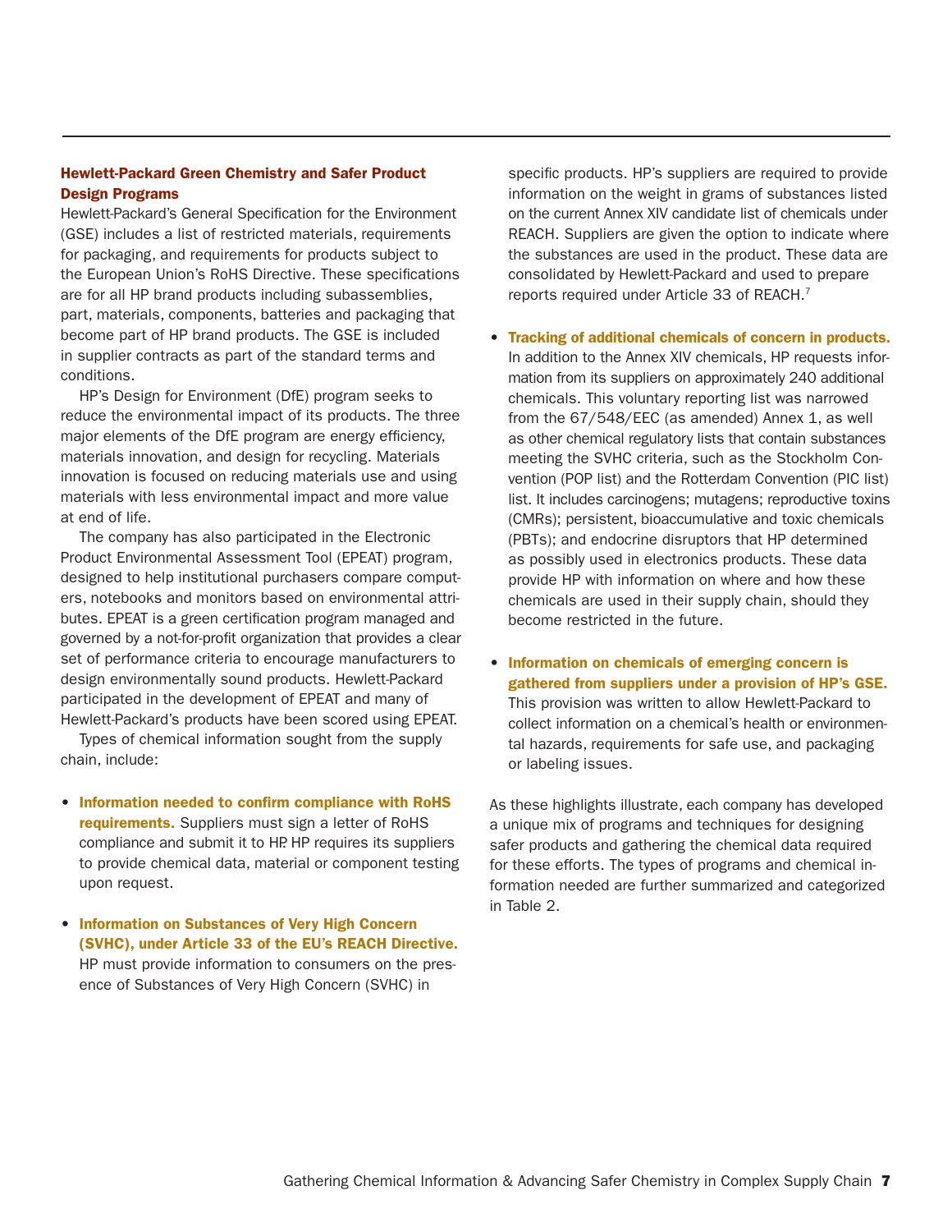### Hewlett-Packard Green Chemistry and Safer Product Design Programs

Hewlett-Packard's General Specification for the Environment (GSE) includes a list of restricted materials, requirements for packaging, and requirements for products subject to the European Union's RoHS Directive. These specifications are for all HP brand products including subassemblies, part, materials, components, batteries and packaging that become part of HP brand products. The GSE is included in supplier contracts as part of the standard terms and conditions.

HP's Design for Environment (DfE) program seeks to reduce the environmental impact of its products. The three major elements of the DfE program are energy efficiency, materials innovation, and design for recycling. Materials innovation is focused on reducing materials use and using materials with less environmental impact and more value at end of life.

The company has also participated in the Electronic Product Environmental Assessment Tool (EPEAT) program, designed to help institutional purchasers compare computers, notebooks and monitors based on environmental attributes. EPEAT is a green certification program managed and governed by a not-for-profit organization that provides a clear set of performance criteria to encourage manufacturers to design environmentally sound products. Hewlett-Packard participated in the development of EPEAT and many of Hewlett-Packard's products have been scored using EPEAT.

Types of chemical information sought from the supply chain, include:

- **Information needed to confirm compliance with RoHS requirements.** Suppliers must sign a letter of RoHS compliance and submit it to HP. HP requires its suppliers to provide chemical data, material or component testing upon request.

- **Information on Substances of Very High Concern (SVHC), under Article 33 of the EU's REACH Directive.** HP must provide information to consumers on the presence of Substances of Very High Concern (SVHC) in specific products. HP's suppliers are required to provide information on the weight in grams of substances listed on the current Annex XIV candidate list of chemicals under REACH. Suppliers are given the option to indicate where the substances are used in the product. These data are consolidated by Hewlett-Packard and used to prepare reports required under Article 33 of REACH.[7]

- **Tracking of additional chemicals of concern in products.** In addition to the Annex XIV chemicals, HP requests information from its suppliers on approximately 240 additional chemicals. This voluntary reporting list was narrowed from the 67/548/EEC (as amended) Annex 1, as well as other chemical regulatory lists that contain substances meeting the SVHC criteria, such as the Stockholm Convention (POP list) and the Rotterdam Convention (PIC list) list. It includes carcinogens; mutagens; reproductive toxins (CMRs); persistent, bioaccumulative and toxic chemicals (PBTs); and endocrine disruptors that HP determined as possibly used in electronics products. These data provide HP with information on where and how these chemicals are used in their supply chain, should they become restricted in the future.

- **Information on chemicals of emerging concern is gathered from suppliers under a provision of HP's GSE.** This provision was written to allow Hewlett-Packard to collect information on a chemical's health or environmental hazards, requirements for safe use, and packaging or labeling issues.

As these highlights illustrate, each company has developed a unique mix of programs and techniques for designing safer products and gathering the chemical data required for these efforts. The types of programs and chemical information needed are further summarized and categorized in Table 2.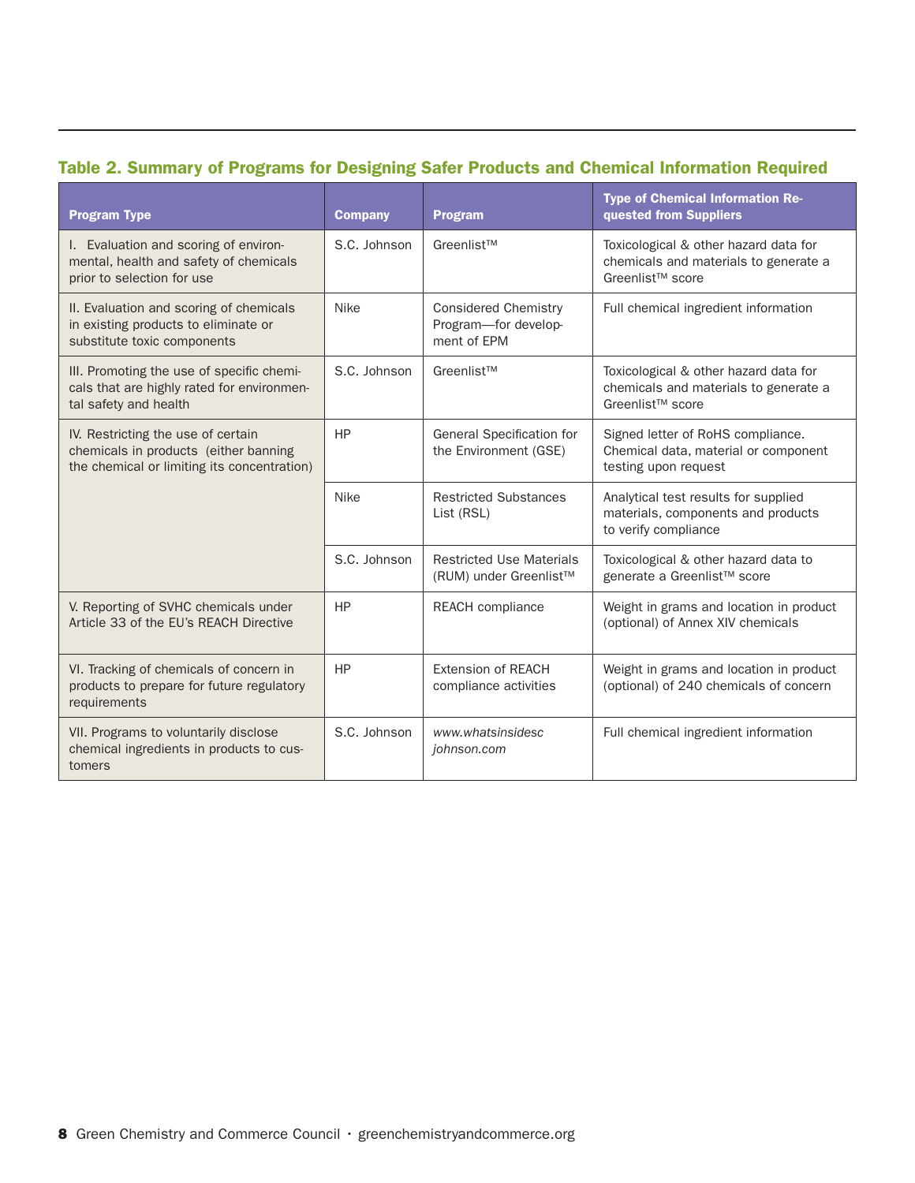### Table 2. Summary of Programs for Designing Safer Products and Chemical Information Required

| Program Type | Company | Program | Type of Chemical Information Requested from Suppliers |
|---|---|---|---|
| I. Evaluation and scoring of environmental, health and safety of chemicals prior to selection for use | S.C. Johnson | Greenlist™ | Toxicological & other hazard data for chemicals and materials to generate a Greenlist™ score |
| II. Evaluation and scoring of chemicals in existing products to eliminate or substitute toxic components | Nike | Considered Chemistry Program—for development of EPM | Full chemical ingredient information |
| III. Promoting the use of specific chemicals that are highly rated for environmental safety and health | S.C. Johnson | Greenlist™ | Toxicological & other hazard data for chemicals and materials to generate a Greenlist™ score |
| IV. Restricting the use of certain chemicals in products (either banning the chemical or limiting its concentration) | HP | General Specification for the Environment (GSE) | Signed letter of RoHS compliance. Chemical data, material or component testing upon request |
| | Nike | Restricted Substances List (RSL) | Analytical test results for supplied materials, components and products to verify compliance |
| | S.C. Johnson | Restricted Use Materials (RUM) under Greenlist™ | Toxicological & other hazard data to generate a Greenlist™ score |
| V. Reporting of SVHC chemicals under Article 33 of the EU's REACH Directive | HP | REACH compliance | Weight in grams and location in product (optional) of Annex XIV chemicals |
| VI. Tracking of chemicals of concern in products to prepare for future regulatory requirements | HP | Extension of REACH compliance activities | Weight in grams and location in product (optional) of 240 chemicals of concern |
| VII. Programs to voluntarily disclose chemical ingredients in products to customers | S.C. Johnson | *www.whatsinsidescjohnson.com* | Full chemical ingredient information |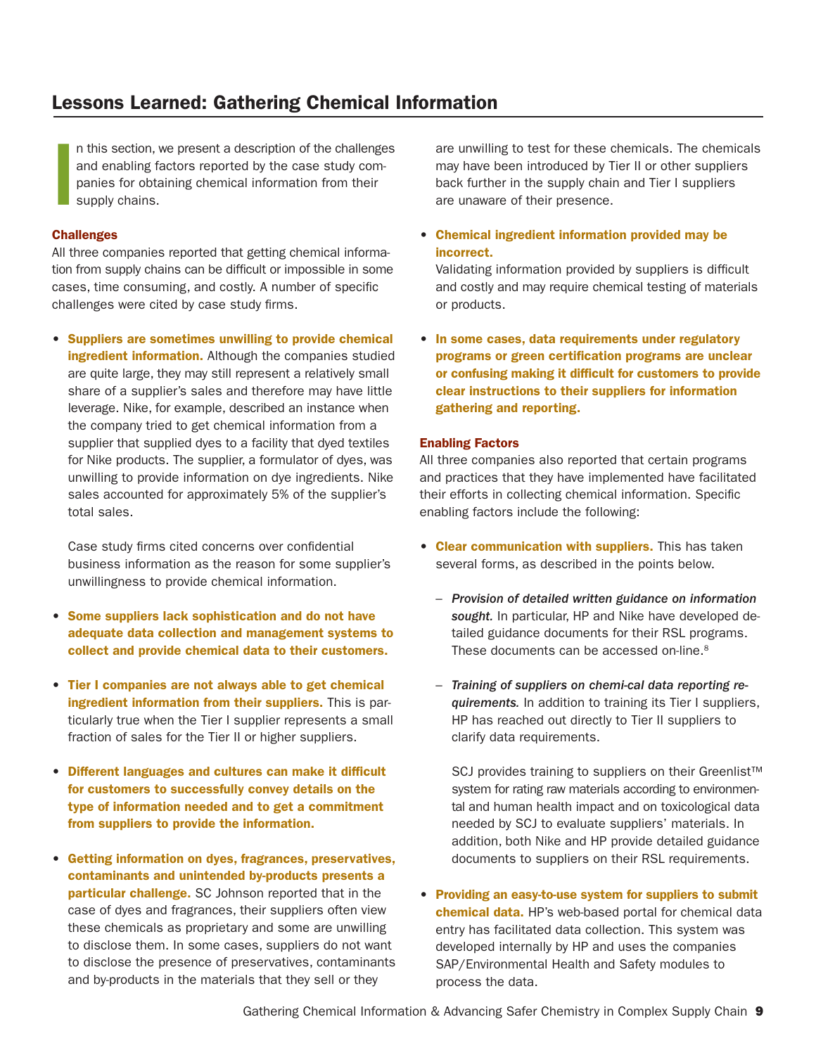## Lessons Learned: Gathering Chemical Information

In this section, we present a description of the challenges and enabling factors reported by the case study companies for obtaining chemical information from their supply chains.

### Challenges

All three companies reported that getting chemical information from supply chains can be difficult or impossible in some cases, time consuming, and costly. A number of specific challenges were cited by case study firms.

- **Suppliers are sometimes unwilling to provide chemical ingredient information.** Although the companies studied are quite large, they may still represent a relatively small share of a supplier's sales and therefore may have little leverage. Nike, for example, described an instance when the company tried to get chemical information from a supplier that supplied dyes to a facility that dyed textiles for Nike products. The supplier, a formulator of dyes, was unwilling to provide information on dye ingredients. Nike sales accounted for approximately 5% of the supplier's total sales.

  Case study firms cited concerns over confidential business information as the reason for some supplier's unwillingness to provide chemical information.

- **Some suppliers lack sophistication and do not have adequate data collection and management systems to collect and provide chemical data to their customers.**

- **Tier I companies are not always able to get chemical ingredient information from their suppliers.** This is particularly true when the Tier I supplier represents a small fraction of sales for the Tier II or higher suppliers.

- **Different languages and cultures can make it difficult for customers to successfully convey details on the type of information needed and to get a commitment from suppliers to provide the information.**

- **Getting information on dyes, fragrances, preservatives, contaminants and unintended by-products presents a particular challenge.** SC Johnson reported that in the case of dyes and fragrances, their suppliers often view these chemicals as proprietary and some are unwilling to disclose them. In some cases, suppliers do not want to disclose the presence of preservatives, contaminants and by-products in the materials that they sell or they are unwilling to test for these chemicals. The chemicals may have been introduced by Tier II or other suppliers back further in the supply chain and Tier I suppliers are unaware of their presence.

- **Chemical ingredient information provided may be incorrect.**
  Validating information provided by suppliers is difficult and costly and may require chemical testing of materials or products.

- **In some cases, data requirements under regulatory programs or green certification programs are unclear or confusing making it difficult for customers to provide clear instructions to their suppliers for information gathering and reporting.**

### Enabling Factors

All three companies also reported that certain programs and practices that they have implemented have facilitated their efforts in collecting chemical information. Specific enabling factors include the following:

- **Clear communication with suppliers.** This has taken several forms, as described in the points below.

  – *Provision of detailed written guidance on information sought.* In particular, HP and Nike have developed detailed guidance documents for their RSL programs. These documents can be accessed on-line.[8]

  – *Training of suppliers on chemi-cal data reporting requirements.* In addition to training its Tier I suppliers, HP has reached out directly to Tier II suppliers to clarify data requirements.

  SCJ provides training to suppliers on their Greenlist™ system for rating raw materials according to environmental and human health impact and on toxicological data needed by SCJ to evaluate suppliers' materials. In addition, both Nike and HP provide detailed guidance documents to suppliers on their RSL requirements.

- **Providing an easy-to-use system for suppliers to submit chemical data.** HP's web-based portal for chemical data entry has facilitated data collection. This system was developed internally by HP and uses the companies SAP/Environmental Health and Safety modules to process the data.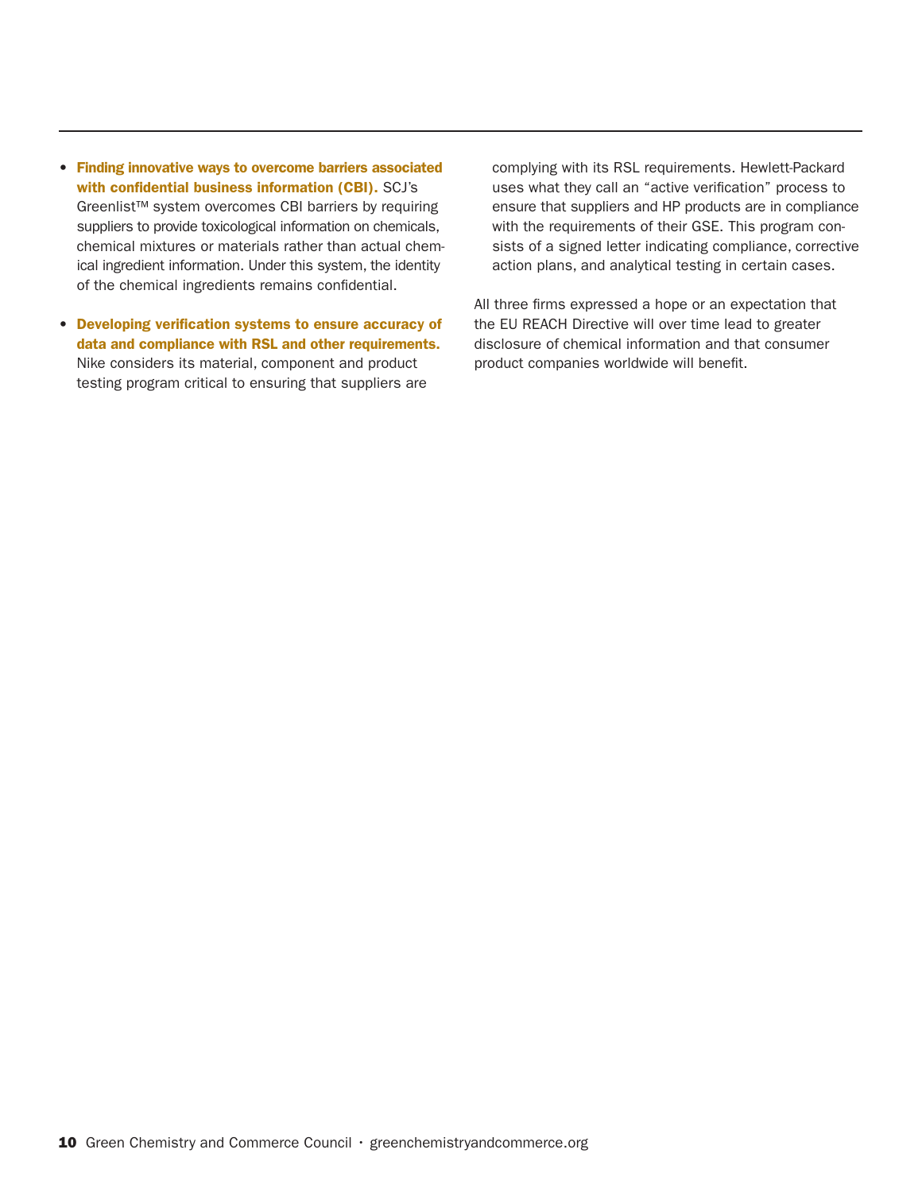- **Finding innovative ways to overcome barriers associated with confidential business information (CBI).** SCJ's Greenlist™ system overcomes CBI barriers by requiring suppliers to provide toxicological information on chemicals, chemical mixtures or materials rather than actual chemical ingredient information. Under this system, the identity of the chemical ingredients remains confidential.

- **Developing verification systems to ensure accuracy of data and compliance with RSL and other requirements.** Nike considers its material, component and product testing program critical to ensuring that suppliers are complying with its RSL requirements. Hewlett-Packard uses what they call an "active verification" process to ensure that suppliers and HP products are in compliance with the requirements of their GSE. This program consists of a signed letter indicating compliance, corrective action plans, and analytical testing in certain cases.

All three firms expressed a hope or an expectation that the EU REACH Directive will over time lead to greater disclosure of chemical information and that consumer product companies worldwide will benefit.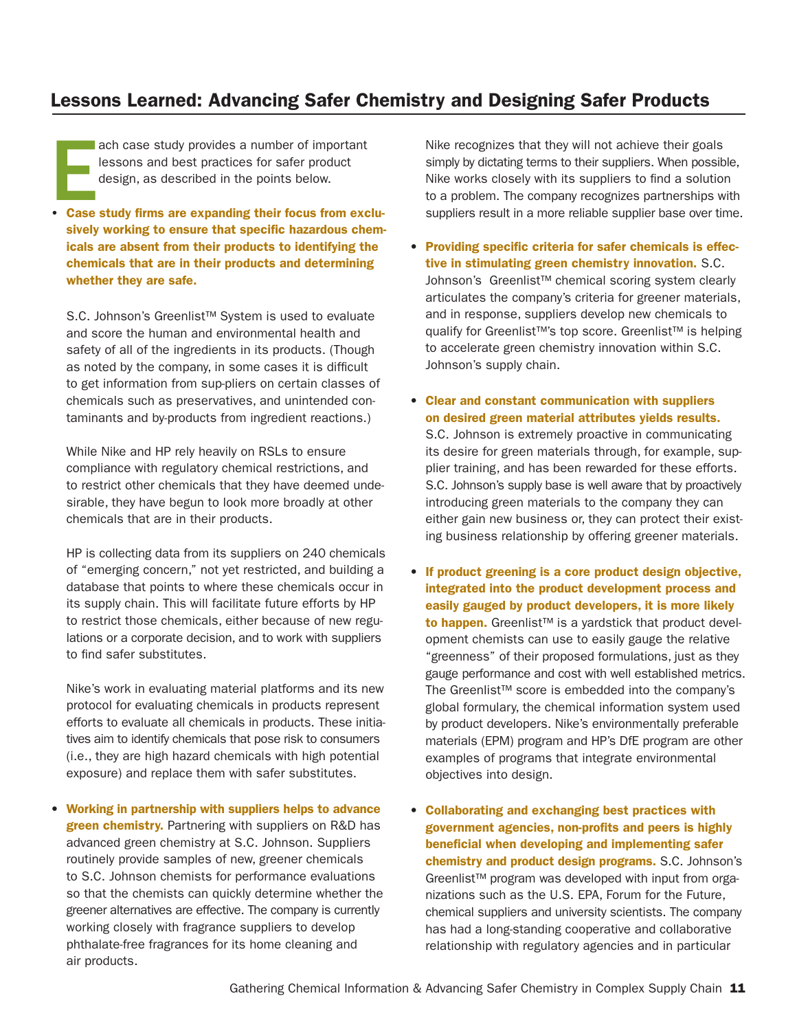## Lessons Learned: Advancing Safer Chemistry and Designing Safer Products

Each case study provides a number of important lessons and best practices for safer product design, as described in the points below.

- **Case study firms are expanding their focus from exclusively working to ensure that specific hazardous chemicals are absent from their products to identifying the chemicals that are in their products and determining whether they are safe.**

  S.C. Johnson's Greenlist™ System is used to evaluate and score the human and environmental health and safety of all of the ingredients in its products. (Though as noted by the company, in some cases it is difficult to get information from sup-pliers on certain classes of chemicals such as preservatives, and unintended contaminants and by-products from ingredient reactions.)

  While Nike and HP rely heavily on RSLs to ensure compliance with regulatory chemical restrictions, and to restrict other chemicals that they have deemed undesirable, they have begun to look more broadly at other chemicals that are in their products.

  HP is collecting data from its suppliers on 240 chemicals of "emerging concern," not yet restricted, and building a database that points to where these chemicals occur in its supply chain. This will facilitate future efforts by HP to restrict those chemicals, either because of new regulations or a corporate decision, and to work with suppliers to find safer substitutes.

  Nike's work in evaluating material platforms and its new protocol for evaluating chemicals in products represent efforts to evaluate all chemicals in products. These initiatives aim to identify chemicals that pose risk to consumers (i.e., they are high hazard chemicals with high potential exposure) and replace them with safer substitutes.

- **Working in partnership with suppliers helps to advance green chemistry.** Partnering with suppliers on R&D has advanced green chemistry at S.C. Johnson. Suppliers routinely provide samples of new, greener chemicals to S.C. Johnson chemists for performance evaluations so that the chemists can quickly determine whether the greener alternatives are effective. The company is currently working closely with fragrance suppliers to develop phthalate-free fragrances for its home cleaning and air products.

  Nike recognizes that they will not achieve their goals simply by dictating terms to their suppliers. When possible, Nike works closely with its suppliers to find a solution to a problem. The company recognizes partnerships with suppliers result in a more reliable supplier base over time.

- **Providing specific criteria for safer chemicals is effective in stimulating green chemistry innovation.** S.C. Johnson's Greenlist™ chemical scoring system clearly articulates the company's criteria for greener materials, and in response, suppliers develop new chemicals to qualify for Greenlist™'s top score. Greenlist™ is helping to accelerate green chemistry innovation within S.C. Johnson's supply chain.

- **Clear and constant communication with suppliers on desired green material attributes yields results.** S.C. Johnson is extremely proactive in communicating its desire for green materials through, for example, supplier training, and has been rewarded for these efforts. S.C. Johnson's supply base is well aware that by proactively introducing green materials to the company they can either gain new business or, they can protect their existing business relationship by offering greener materials.

- **If product greening is a core product design objective, integrated into the product development process and easily gauged by product developers, it is more likely to happen.** Greenlist™ is a yardstick that product development chemists can use to easily gauge the relative "greenness" of their proposed formulations, just as they gauge performance and cost with well established metrics. The Greenlist™ score is embedded into the company's global formulary, the chemical information system used by product developers. Nike's environmentally preferable materials (EPM) program and HP's DfE program are other examples of programs that integrate environmental objectives into design.

- **Collaborating and exchanging best practices with government agencies, non-profits and peers is highly beneficial when developing and implementing safer chemistry and product design programs.** S.C. Johnson's Greenlist™ program was developed with input from organizations such as the U.S. EPA, Forum for the Future, chemical suppliers and university scientists. The company has had a long-standing cooperative and collaborative relationship with regulatory agencies and in particular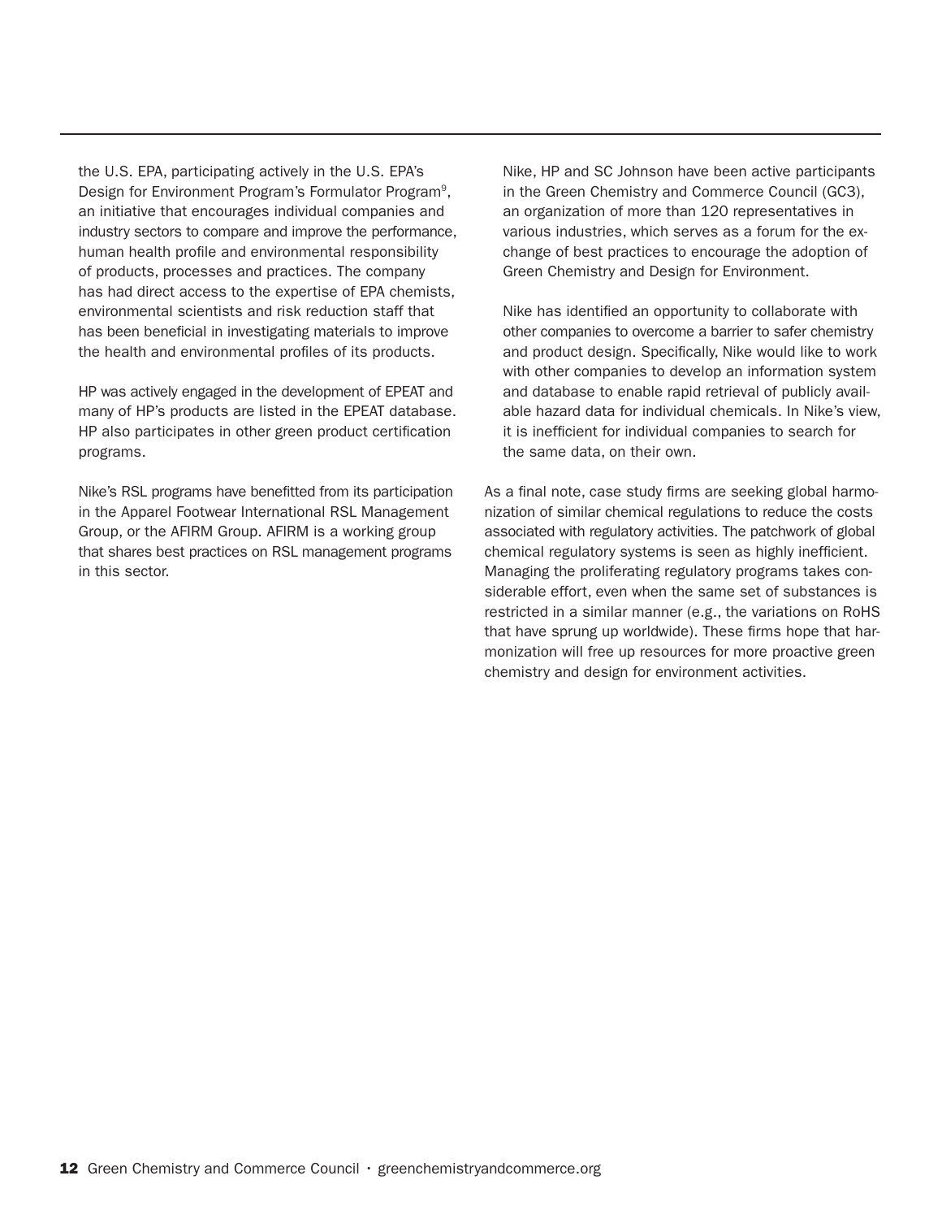the U.S. EPA, participating actively in the U.S. EPA's Design for Environment Program's Formulator Program[9], an initiative that encourages individual companies and industry sectors to compare and improve the performance, human health profile and environmental responsibility of products, processes and practices. The company has had direct access to the expertise of EPA chemists, environmental scientists and risk reduction staff that has been beneficial in investigating materials to improve the health and environmental profiles of its products.

HP was actively engaged in the development of EPEAT and many of HP's products are listed in the EPEAT database. HP also participates in other green product certification programs.

Nike's RSL programs have benefitted from its participation in the Apparel Footwear International RSL Management Group, or the AFIRM Group. AFIRM is a working group that shares best practices on RSL management programs in this sector.

Nike, HP and SC Johnson have been active participants in the Green Chemistry and Commerce Council (GC3), an organization of more than 120 representatives in various industries, which serves as a forum for the exchange of best practices to encourage the adoption of Green Chemistry and Design for Environment.

Nike has identified an opportunity to collaborate with other companies to overcome a barrier to safer chemistry and product design. Specifically, Nike would like to work with other companies to develop an information system and database to enable rapid retrieval of publicly available hazard data for individual chemicals. In Nike's view, it is inefficient for individual companies to search for the same data, on their own.

As a final note, case study firms are seeking global harmonization of similar chemical regulations to reduce the costs associated with regulatory activities. The patchwork of global chemical regulatory systems is seen as highly inefficient. Managing the proliferating regulatory programs takes considerable effort, even when the same set of substances is restricted in a similar manner (e.g., the variations on RoHS that have sprung up worldwide). These firms hope that harmonization will free up resources for more proactive green chemistry and design for environment activities.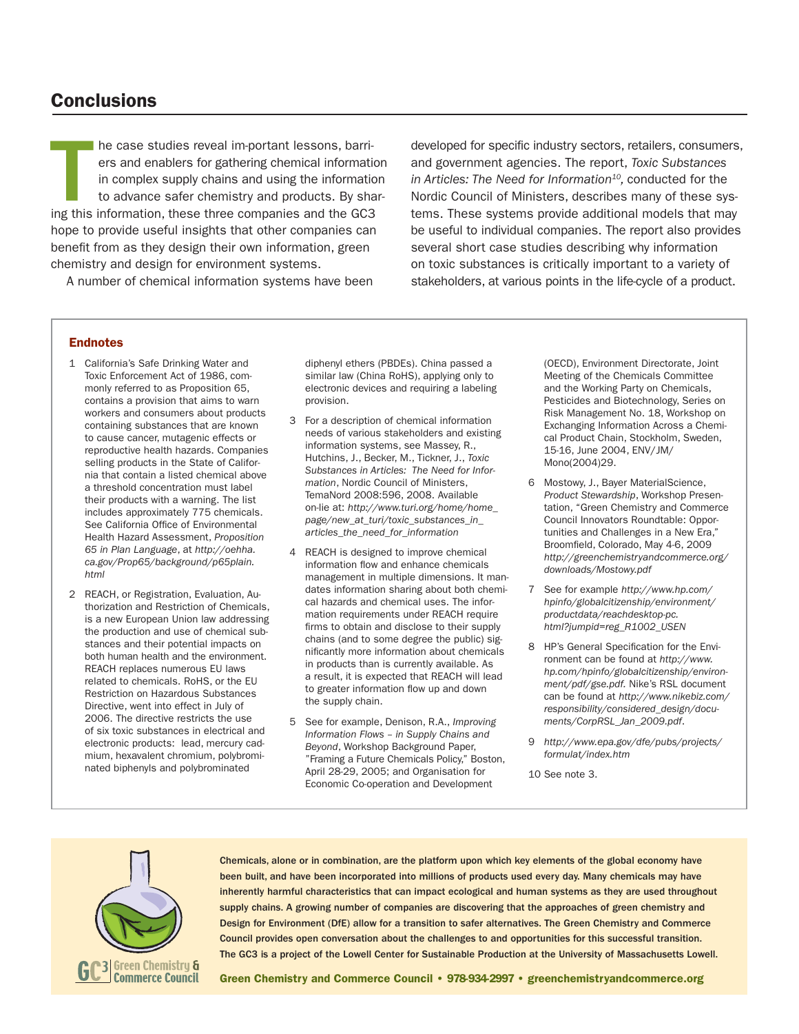## Conclusions

The case studies reveal im-portant lessons, barriers and enablers for gathering chemical information in complex supply chains and using the information to advance safer chemistry and products. By sharing this information, these three companies and the GC3 hope to provide useful insights that other companies can benefit from as they design their own information, green chemistry and design for environment systems.

A number of chemical information systems have been developed for specific industry sectors, retailers, consumers, and government agencies. The report, *Toxic Substances in Articles: The Need for Information*[10], conducted for the Nordic Council of Ministers, describes many of these systems. These systems provide additional models that may be useful to individual companies. The report also provides several short case studies describing why information on toxic substances is critically important to a variety of stakeholders, at various points in the life-cycle of a product.

### Endnotes

1 California's Safe Drinking Water and Toxic Enforcement Act of 1986, commonly referred to as Proposition 65, contains a provision that aims to warn workers and consumers about products containing substances that are known to cause cancer, mutagenic effects or reproductive health hazards. Companies selling products in the State of California that contain a listed chemical above a threshold concentration must label their products with a warning. The list includes approximately 775 chemicals. See California Office of Environmental Health Hazard Assessment, *Proposition 65 in Plan Language*, at *http://oehha.ca.gov/Prop65/background/p65plain.html*

2 REACH, or Registration, Evaluation, Authorization and Restriction of Chemicals, is a new European Union law addressing the production and use of chemical substances and their potential impacts on both human health and the environment. REACH replaces numerous EU laws related to chemicals. RoHS, or the EU Restriction on Hazardous Substances Directive, went into effect in July of 2006. The directive restricts the use of six toxic substances in electrical and electronic products: lead, mercury cadmium, hexavalent chromium, polybrominated biphenyls and polybrominated diphenyl ethers (PBDEs). China passed a similar law (China RoHS), applying only to electronic devices and requiring a labeling provision.

3 For a description of chemical information needs of various stakeholders and existing information systems, see Massey, R., Hutchins, J., Becker, M., Tickner, J., *Toxic Substances in Articles: The Need for Information*, Nordic Council of Ministers, TemaNord 2008:596, 2008. Available on-lie at: *http://www.turi.org/home/home_page/new_at_turi/toxic_substances_in_articles_the_need_for_information*

4 REACH is designed to improve chemical information flow and enhance chemicals management in multiple dimensions. It mandates information sharing about both chemical hazards and chemical uses. The information requirements under REACH require firms to obtain and disclose to their supply chains (and to some degree the public) significantly more information about chemicals in products than is currently available. As a result, it is expected that REACH will lead to greater information flow up and down the supply chain.

5 See for example, Denison, R.A., *Improving Information Flows – in Supply Chains and Beyond*, Workshop Background Paper, "Framing a Future Chemicals Policy," Boston, April 28-29, 2005; and Organisation for Economic Co-operation and Development (OECD), Environment Directorate, Joint Meeting of the Chemicals Committee and the Working Party on Chemicals, Pesticides and Biotechnology, Series on Risk Management No. 18, Workshop on Exchanging Information Across a Chemical Product Chain, Stockholm, Sweden, 15-16, June 2004, ENV/JM/Mono(2004)29.

6 Mostowy, J., Bayer MaterialScience, *Product Stewardship*, Workshop Presentation, "Green Chemistry and Commerce Council Innovators Roundtable: Opportunities and Challenges in a New Era," Broomfield, Colorado, May 4-6, 2009 *http://greenchemistryandcommerce.org/downloads/Mostowy.pdf*

7 See for example *http://www.hp.com/hpinfo/globalcitizenship/environment/productdata/reachdesktop-pc.html?jumpid=reg_R1002_USEN*

8 HP's General Specification for the Environment can be found at *http://www.hp.com/hpinfo/globalcitizenship/environment/pdf/gse.pdf.* Nike's RSL document can be found at *http://www.nikebiz.com/responsibility/considered_design/documents/CorpRSL_Jan_2009.pdf*.

9 *http://www.epa.gov/dfe/pubs/projects/formulat/index.htm*

10 See note 3.

---

GC3 Green Chemistry & Commerce Council

**Chemicals, alone or in combination, are the platform upon which key elements of the global economy have been built, and have been incorporated into millions of products used every day. Many chemicals may have inherently harmful characteristics that can impact ecological and human systems as they are used throughout supply chains. A growing number of companies are discovering that the approaches of green chemistry and Design for Environment (DfE) allow for a transition to safer alternatives. The Green Chemistry and Commerce Council provides open conversation about the challenges to and opportunities for this successful transition. The GC3 is a project of the Lowell Center for Sustainable Production at the University of Massachusetts Lowell.**

**Green Chemistry and Commerce Council • 978-934-2997 • greenchemistryandcommerce.org**